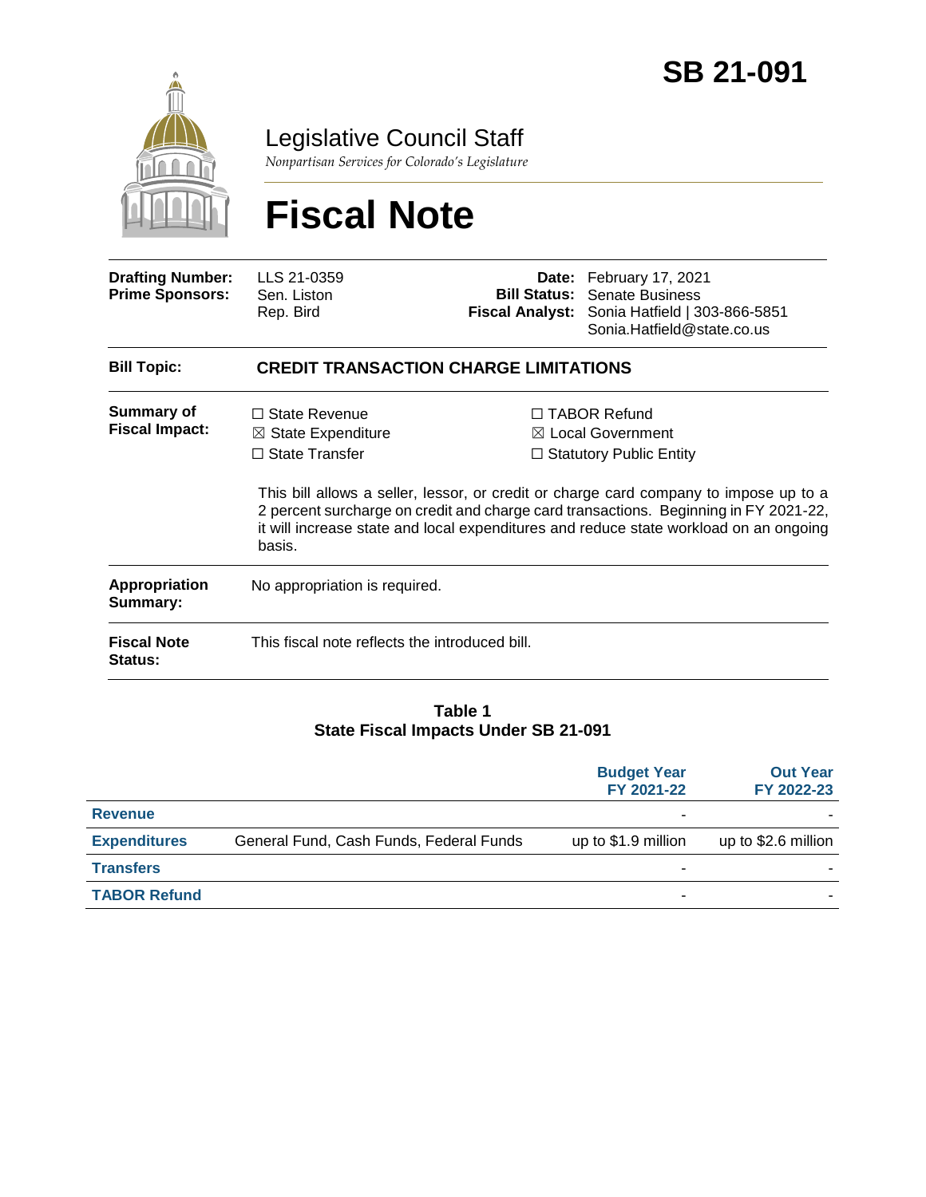# SB 21-091

## Legislative Council Staff

*Nonpartisan Services for Colorado's Legislature*

# Fiscal Note

| | | | |
|---|---|---|---|
| **Drafting Number:** | LLS 21-0359 | **Date:** | February 17, 2021 |
| **Prime Sponsors:** | Sen. Liston<br>Rep. Bird | **Bill Status:** | Senate Business |
| | | **Fiscal Analyst:** | Sonia Hatfield \| 303-866-5851<br>Sonia.Hatfield@state.co.us |

**Bill Topic:** **CREDIT TRANSACTION CHARGE LIMITATIONS**

**Summary of Fiscal Impact:**

☐ State Revenue
☒ State Expenditure
☐ State Transfer
☐ TABOR Refund
☒ Local Government
☐ Statutory Public Entity

This bill allows a seller, lessor, or credit or charge card company to impose up to a 2 percent surcharge on credit and charge card transactions. Beginning in FY 2021-22, it will increase state and local expenditures and reduce state workload on an ongoing basis.

**Appropriation Summary:** No appropriation is required.

**Fiscal Note Status:** This fiscal note reflects the introduced bill.

**Table 1**
**State Fiscal Impacts Under SB 21-091**

| | | Budget Year FY 2021-22 | Out Year FY 2022-23 |
|---|---|---|---|
| **Revenue** | | - | - |
| **Expenditures** | General Fund, Cash Funds, Federal Funds | up to $1.9 million | up to $2.6 million |
| **Transfers** | | - | - |
| **TABOR Refund** | | - | - |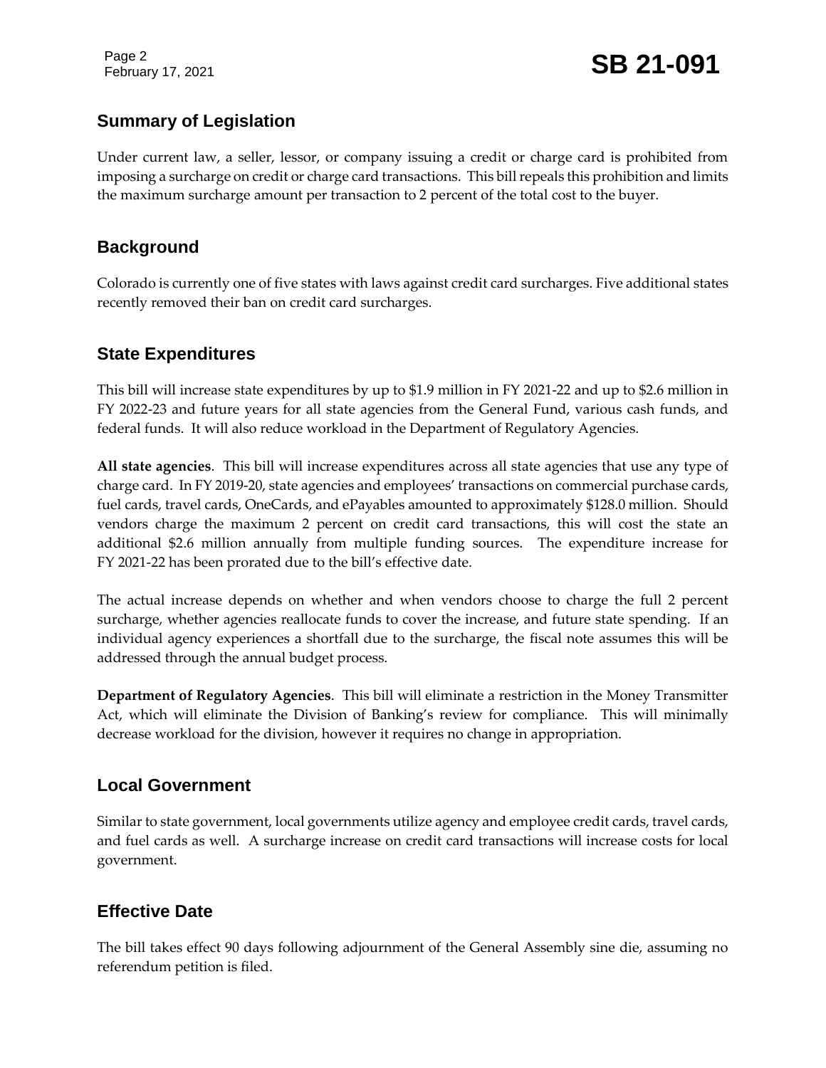## Summary of Legislation

Under current law, a seller, lessor, or company issuing a credit or charge card is prohibited from imposing a surcharge on credit or charge card transactions. This bill repeals this prohibition and limits the maximum surcharge amount per transaction to 2 percent of the total cost to the buyer.

## Background

Colorado is currently one of five states with laws against credit card surcharges. Five additional states recently removed their ban on credit card surcharges.

## State Expenditures

This bill will increase state expenditures by up to $1.9 million in FY 2021-22 and up to $2.6 million in FY 2022-23 and future years for all state agencies from the General Fund, various cash funds, and federal funds. It will also reduce workload in the Department of Regulatory Agencies.

**All state agencies**. This bill will increase expenditures across all state agencies that use any type of charge card. In FY 2019-20, state agencies and employees' transactions on commercial purchase cards, fuel cards, travel cards, OneCards, and ePayables amounted to approximately $128.0 million. Should vendors charge the maximum 2 percent on credit card transactions, this will cost the state an additional $2.6 million annually from multiple funding sources. The expenditure increase for FY 2021-22 has been prorated due to the bill's effective date.

The actual increase depends on whether and when vendors choose to charge the full 2 percent surcharge, whether agencies reallocate funds to cover the increase, and future state spending. If an individual agency experiences a shortfall due to the surcharge, the fiscal note assumes this will be addressed through the annual budget process.

**Department of Regulatory Agencies**. This bill will eliminate a restriction in the Money Transmitter Act, which will eliminate the Division of Banking's review for compliance. This will minimally decrease workload for the division, however it requires no change in appropriation.

## Local Government

Similar to state government, local governments utilize agency and employee credit cards, travel cards, and fuel cards as well. A surcharge increase on credit card transactions will increase costs for local government.

## Effective Date

The bill takes effect 90 days following adjournment of the General Assembly sine die, assuming no referendum petition is filed.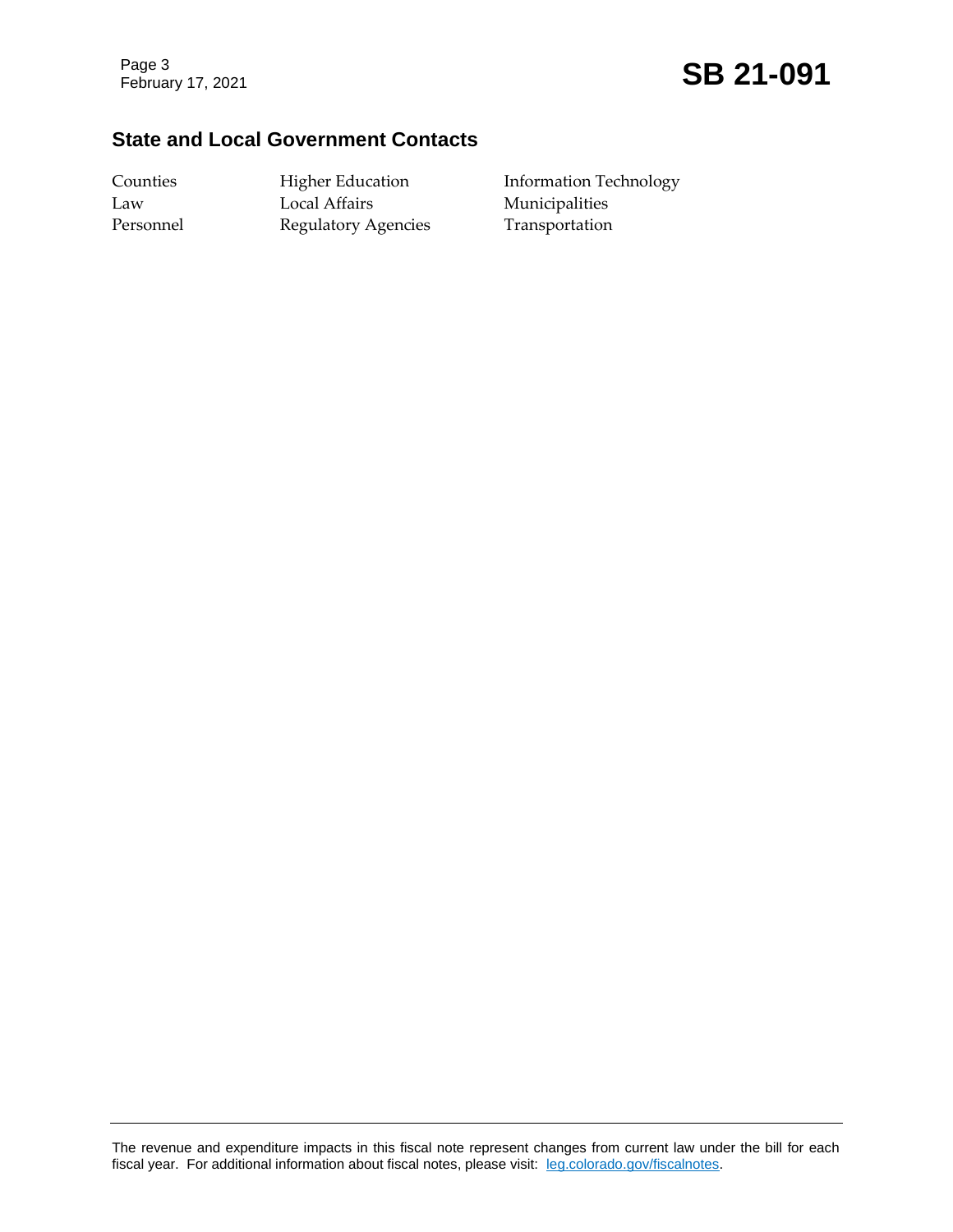## State and Local Government Contacts

| | | |
|---|---|---|
| Counties | Higher Education | Information Technology |
| Law | Local Affairs | Municipalities |
| Personnel | Regulatory Agencies | Transportation |

The revenue and expenditure impacts in this fiscal note represent changes from current law under the bill for each fiscal year. For additional information about fiscal notes, please visit: leg.colorado.gov/fiscalnotes.